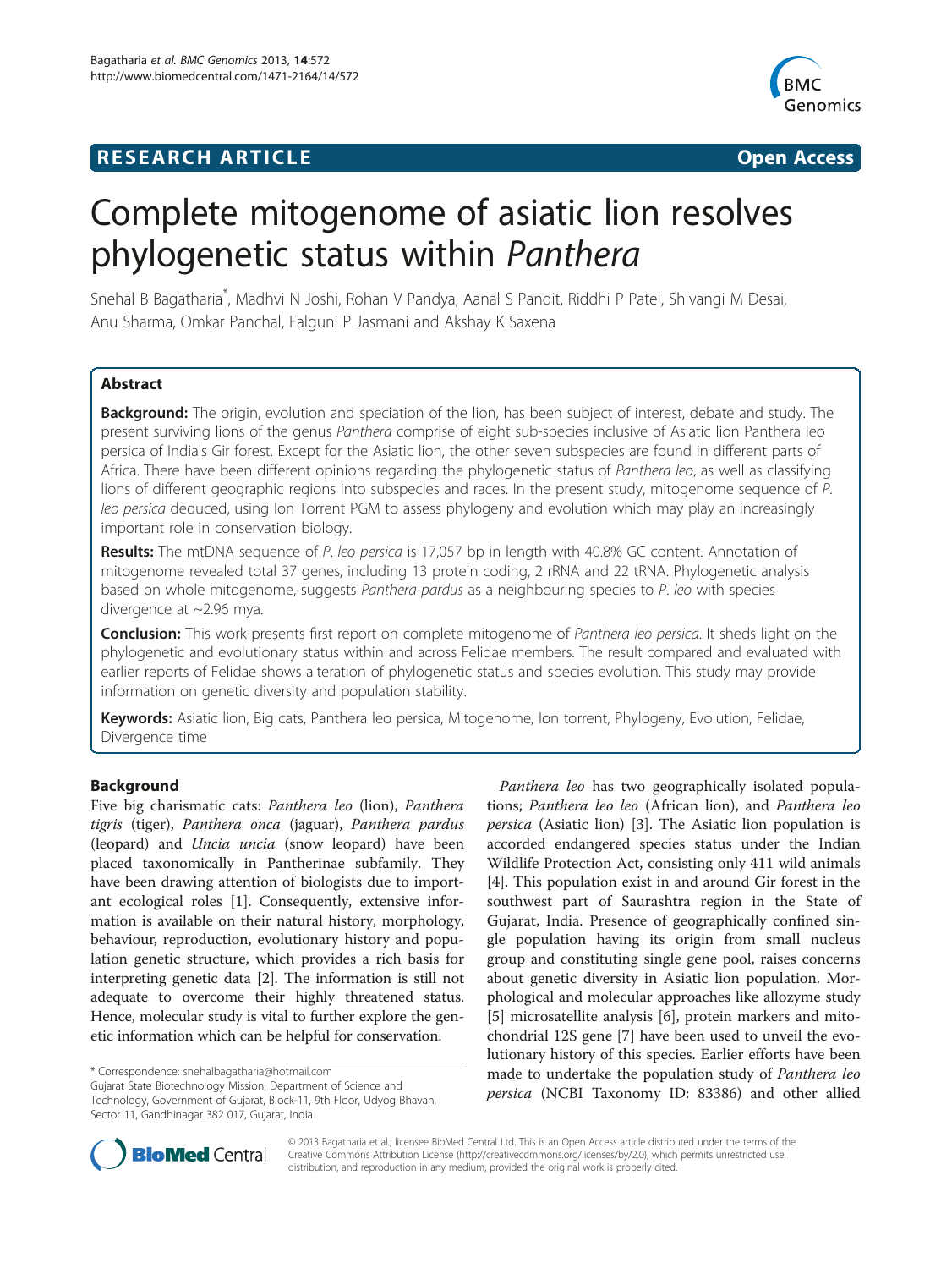**RESEARCH ARTICLE** **Open Access**

# Complete mitogenome of asiatic lion resolves phylogenetic status within *Panthera*

Snehal B Bagatharia*, Madhvi N Joshi, Rohan V Pandya, Aanal S Pandit, Riddhi P Patel, Shivangi M Desai, Anu Sharma, Omkar Panchal, Falguni P Jasmani and Akshay K Saxena

## Abstract

**Background:** The origin, evolution and speciation of the lion, has been subject of interest, debate and study. The present surviving lions of the genus *Panthera* comprise of eight sub-species inclusive of Asiatic lion Panthera leo persica of India's Gir forest. Except for the Asiatic lion, the other seven subspecies are found in different parts of Africa. There have been different opinions regarding the phylogenetic status of *Panthera leo*, as well as classifying lions of different geographic regions into subspecies and races. In the present study, mitogenome sequence of *P. leo persica* deduced, using Ion Torrent PGM to assess phylogeny and evolution which may play an increasingly important role in conservation biology.

**Results:** The mtDNA sequence of *P. leo persica* is 17,057 bp in length with 40.8% GC content. Annotation of mitogenome revealed total 37 genes, including 13 protein coding, 2 rRNA and 22 tRNA. Phylogenetic analysis based on whole mitogenome, suggests *Panthera pardus* as a neighbouring species to *P. leo* with species divergence at ~2.96 mya.

**Conclusion:** This work presents first report on complete mitogenome of *Panthera leo persica*. It sheds light on the phylogenetic and evolutionary status within and across Felidae members. The result compared and evaluated with earlier reports of Felidae shows alteration of phylogenetic status and species evolution. This study may provide information on genetic diversity and population stability.

**Keywords:** Asiatic lion, Big cats, Panthera leo persica, Mitogenome, Ion torrent, Phylogeny, Evolution, Felidae, Divergence time

## Background

Five big charismatic cats: *Panthera leo* (lion), *Panthera tigris* (tiger), *Panthera onca* (jaguar), *Panthera pardus* (leopard) and *Uncia uncia* (snow leopard) have been placed taxonomically in Pantherinae subfamily. They have been drawing attention of biologists due to important ecological roles [1]. Consequently, extensive information is available on their natural history, morphology, behaviour, reproduction, evolutionary history and population genetic structure, which provides a rich basis for interpreting genetic data [2]. The information is still not adequate to overcome their highly threatened status. Hence, molecular study is vital to further explore the genetic information which can be helpful for conservation.

*Panthera leo* has two geographically isolated populations; *Panthera leo leo* (African lion), and *Panthera leo persica* (Asiatic lion) [3]. The Asiatic lion population is accorded endangered species status under the Indian Wildlife Protection Act, consisting only 411 wild animals [4]. This population exist in and around Gir forest in the southwest part of Saurashtra region in the State of Gujarat, India. Presence of geographically confined single population having its origin from small nucleus group and constituting single gene pool, raises concerns about genetic diversity in Asiatic lion population. Morphological and molecular approaches like allozyme study [5] microsatellite analysis [6], protein markers and mitochondrial 12S gene [7] have been used to unveil the evolutionary history of this species. Earlier efforts have been made to undertake the population study of *Panthera leo persica* (NCBI Taxonomy ID: 83386) and other allied

* Correspondence: snehalbagatharia@hotmail.com
Gujarat State Biotechnology Mission, Department of Science and Technology, Government of Gujarat, Block-11, 9th Floor, Udyog Bhavan, Sector 11, Gandhinagar 382 017, Gujarat, India

© 2013 Bagatharia et al.; licensee BioMed Central Ltd. This is an Open Access article distributed under the terms of the Creative Commons Attribution License (http://creativecommons.org/licenses/by/2.0), which permits unrestricted use, distribution, and reproduction in any medium, provided the original work is properly cited.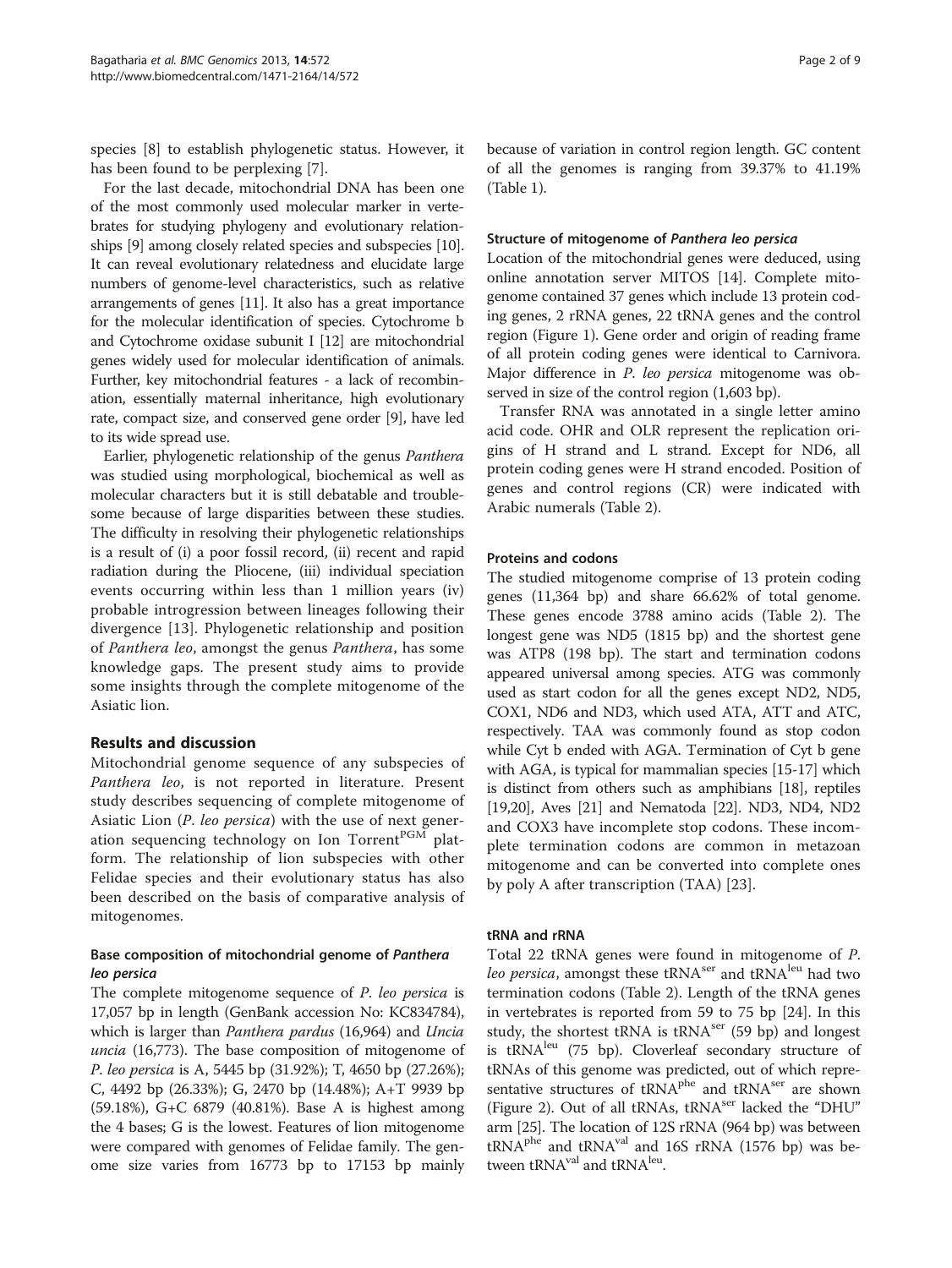species [8] to establish phylogenetic status. However, it has been found to be perplexing [7].

For the last decade, mitochondrial DNA has been one of the most commonly used molecular marker in vertebrates for studying phylogeny and evolutionary relationships [9] among closely related species and subspecies [10]. It can reveal evolutionary relatedness and elucidate large numbers of genome-level characteristics, such as relative arrangements of genes [11]. It also has a great importance for the molecular identification of species. Cytochrome b and Cytochrome oxidase subunit I [12] are mitochondrial genes widely used for molecular identification of animals. Further, key mitochondrial features - a lack of recombination, essentially maternal inheritance, high evolutionary rate, compact size, and conserved gene order [9], have led to its wide spread use.

Earlier, phylogenetic relationship of the genus *Panthera* was studied using morphological, biochemical as well as molecular characters but it is still debatable and troublesome because of large disparities between these studies. The difficulty in resolving their phylogenetic relationships is a result of (i) a poor fossil record, (ii) recent and rapid radiation during the Pliocene, (iii) individual speciation events occurring within less than 1 million years (iv) probable introgression between lineages following their divergence [13]. Phylogenetic relationship and position of *Panthera leo*, amongst the genus *Panthera*, has some knowledge gaps. The present study aims to provide some insights through the complete mitogenome of the Asiatic lion.

## Results and discussion

Mitochondrial genome sequence of any subspecies of *Panthera leo*, is not reported in literature. Present study describes sequencing of complete mitogenome of Asiatic Lion (*P. leo persica*) with the use of next generation sequencing technology on Ion Torrent[PGM] platform. The relationship of lion subspecies with other Felidae species and their evolutionary status has also been described on the basis of comparative analysis of mitogenomes.

### Base composition of mitochondrial genome of *Panthera leo persica*

The complete mitogenome sequence of *P. leo persica* is 17,057 bp in length (GenBank accession No: KC834784), which is larger than *Panthera pardus* (16,964) and *Uncia uncia* (16,773). The base composition of mitogenome of *P. leo persica* is A, 5445 bp (31.92%); T, 4650 bp (27.26%); C, 4492 bp (26.33%); G, 2470 bp (14.48%); A+T 9939 bp (59.18%), G+C 6879 (40.81%). Base A is highest among the 4 bases; G is the lowest. Features of lion mitogenome were compared with genomes of Felidae family. The genome size varies from 16773 bp to 17153 bp mainly because of variation in control region length. GC content of all the genomes is ranging from 39.37% to 41.19% (Table 1).

### Structure of mitogenome of *Panthera leo persica*

Location of the mitochondrial genes were deduced, using online annotation server MITOS [14]. Complete mitogenome contained 37 genes which include 13 protein coding genes, 2 rRNA genes, 22 tRNA genes and the control region (Figure 1). Gene order and origin of reading frame of all protein coding genes were identical to Carnivora. Major difference in *P. leo persica* mitogenome was observed in size of the control region (1,603 bp).

Transfer RNA was annotated in a single letter amino acid code. OHR and OLR represent the replication origins of H strand and L strand. Except for ND6, all protein coding genes were H strand encoded. Position of genes and control regions (CR) were indicated with Arabic numerals (Table 2).

### Proteins and codons

The studied mitogenome comprise of 13 protein coding genes (11,364 bp) and share 66.62% of total genome. These genes encode 3788 amino acids (Table 2). The longest gene was ND5 (1815 bp) and the shortest gene was ATP8 (198 bp). The start and termination codons appeared universal among species. ATG was commonly used as start codon for all the genes except ND2, ND5, COX1, ND6 and ND3, which used ATA, ATT and ATC, respectively. TAA was commonly found as stop codon while Cyt b ended with AGA. Termination of Cyt b gene with AGA, is typical for mammalian species [15-17] which is distinct from others such as amphibians [18], reptiles [19,20], Aves [21] and Nematoda [22]. ND3, ND4, ND2 and COX3 have incomplete stop codons. These incomplete termination codons are common in metazoan mitogenome and can be converted into complete ones by poly A after transcription (TAA) [23].

### tRNA and rRNA

Total 22 tRNA genes were found in mitogenome of *P. leo persica*, amongst these $tRNA^{ser}$ and $tRNA^{leu}$ had two termination codons (Table 2). Length of the tRNA genes in vertebrates is reported from 59 to 75 bp [24]. In this study, the shortest tRNA is $tRNA^{ser}$ (59 bp) and longest is $tRNA^{leu}$ (75 bp). Cloverleaf secondary structure of tRNAs of this genome was predicted, out of which representative structures of $tRNA^{phe}$ and $tRNA^{ser}$ are shown (Figure 2). Out of all tRNAs, $tRNA^{ser}$ lacked the "DHU" arm [25]. The location of 12S rRNA (964 bp) was between $tRNA^{phe}$ and $tRNA^{val}$ and 16S rRNA (1576 bp) was between $tRNA^{val}$ and $tRNA^{leu}$.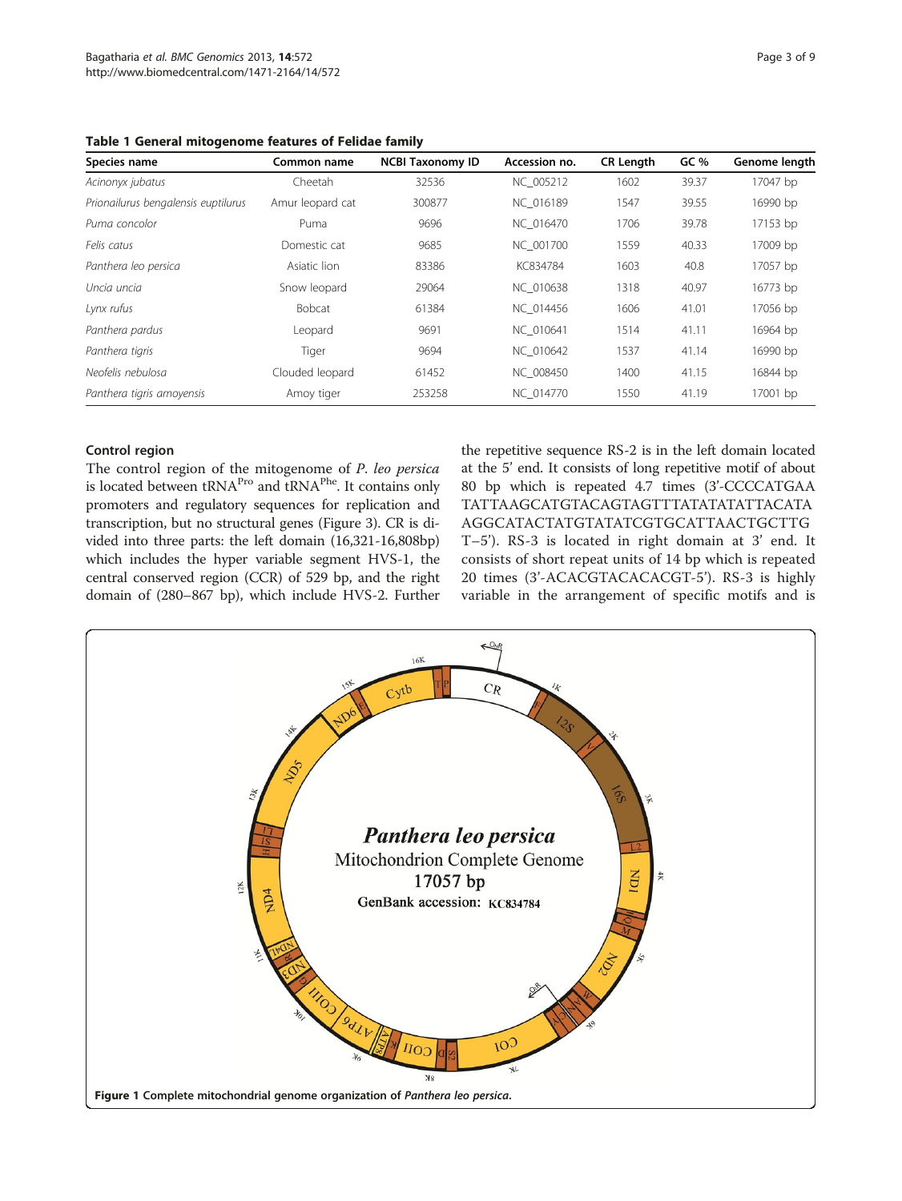**Table 1 General mitogenome features of Felidae family**

| Species name | Common name | NCBI Taxonomy ID | Accession no. | CR Length | GC % | Genome length |
|---|---|---|---|---|---|---|
| *Acinonyx jubatus* | Cheetah | 32536 | NC_005212 | 1602 | 39.37 | 17047 bp |
| *Prionailurus bengalensis euptilurus* | Amur leopard cat | 300877 | NC_016189 | 1547 | 39.55 | 16990 bp |
| *Puma concolor* | Puma | 9696 | NC_016470 | 1706 | 39.78 | 17153 bp |
| *Felis catus* | Domestic cat | 9685 | NC_001700 | 1559 | 40.33 | 17009 bp |
| *Panthera leo persica* | Asiatic lion | 83386 | KC834784 | 1603 | 40.8 | 17057 bp |
| *Uncia uncia* | Snow leopard | 29064 | NC_010638 | 1318 | 40.97 | 16773 bp |
| *Lynx rufus* | Bobcat | 61384 | NC_014456 | 1606 | 41.01 | 17056 bp |
| *Panthera pardus* | Leopard | 9691 | NC_010641 | 1514 | 41.11 | 16964 bp |
| *Panthera tigris* | Tiger | 9694 | NC_010642 | 1537 | 41.14 | 16990 bp |
| *Neofelis nebulosa* | Clouded leopard | 61452 | NC_008450 | 1400 | 41.15 | 16844 bp |
| *Panthera tigris amoyensis* | Amoy tiger | 253258 | NC_014770 | 1550 | 41.19 | 17001 bp |

### Control region

The control region of the mitogenome of *P. leo persica* is located between $tRNA^{Pro}$ and $tRNA^{Phe}$. It contains only promoters and regulatory sequences for replication and transcription, but no structural genes (Figure 3). CR is divided into three parts: the left domain (16,321-16,808bp) which includes the hyper variable segment HVS-1, the central conserved region (CCR) of 529 bp, and the right domain of (280–867 bp), which include HVS-2. Further the repetitive sequence RS-2 is in the left domain located at the 5' end. It consists of long repetitive motif of about 80 bp which is repeated 4.7 times (3'-CCCCATGAA TATTAAGCATGTACAGTAGTTTATATATATTACATA AGGCATACTATGTATATCGTGCATTAACTGCTTG T–5'). RS-3 is located in right domain at 3' end. It consists of short repeat units of 14 bp which is repeated 20 times (3'-ACACGTACACACGT-5'). RS-3 is highly variable in the arrangement of specific motifs and is

Figure 1 Complete mitochondrial genome organization of *Panthera leo persica*.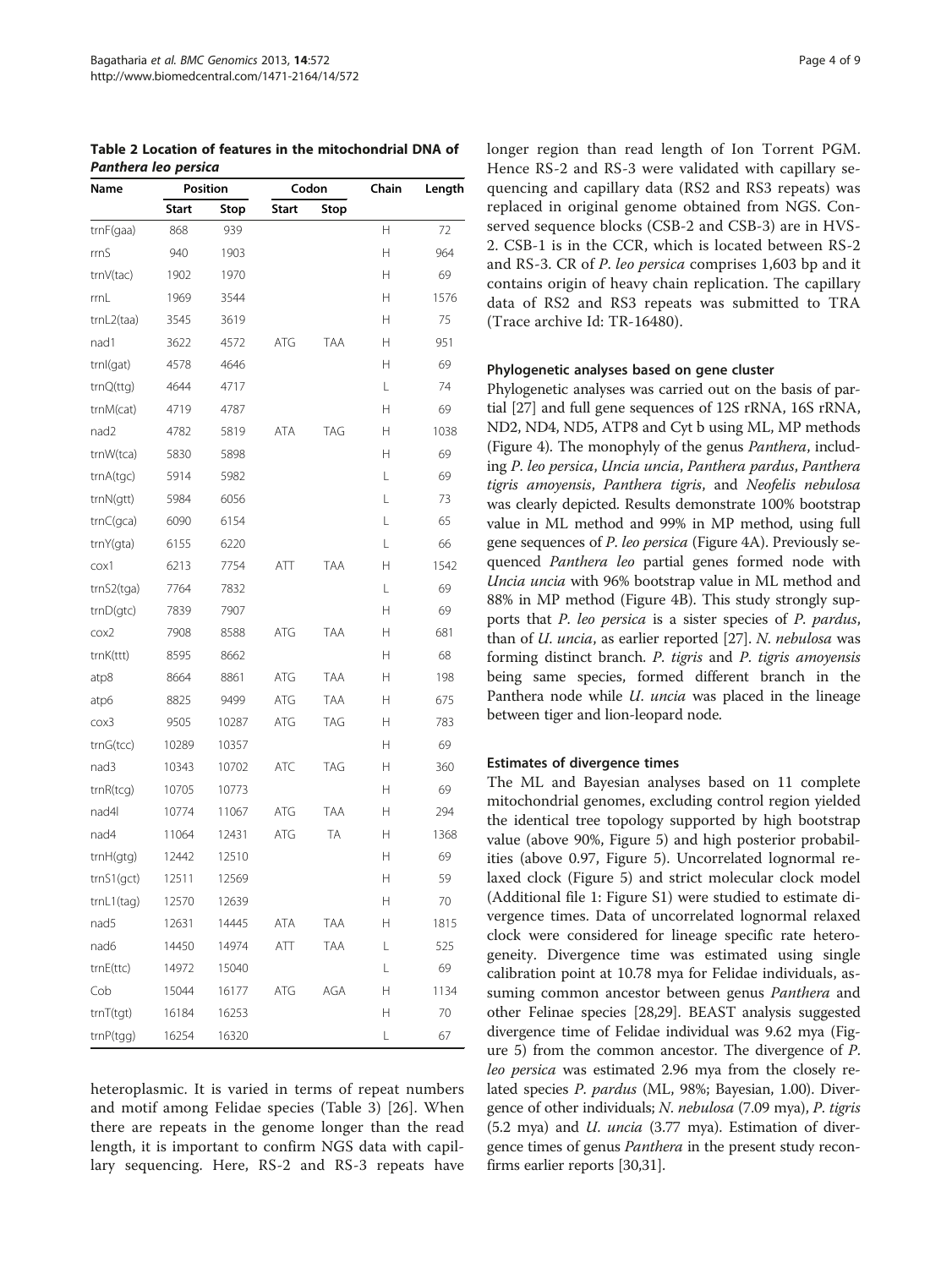**Table 2 Location of features in the mitochondrial DNA of *Panthera leo persica***

| Name | Position | | Codon | | Chain | Length |
|---|---|---|---|---|---|---|
| | Start | Stop | Start | Stop | | |
| trnF(gaa) | 868 | 939 | | | H | 72 |
| rrnS | 940 | 1903 | | | H | 964 |
| trnV(tac) | 1902 | 1970 | | | H | 69 |
| rrnL | 1969 | 3544 | | | H | 1576 |
| trnL2(taa) | 3545 | 3619 | | | H | 75 |
| nad1 | 3622 | 4572 | ATG | TAA | H | 951 |
| trnI(gat) | 4578 | 4646 | | | H | 69 |
| trnQ(ttg) | 4644 | 4717 | | | L | 74 |
| trnM(cat) | 4719 | 4787 | | | H | 69 |
| nad2 | 4782 | 5819 | ATA | TAG | H | 1038 |
| trnW(tca) | 5830 | 5898 | | | H | 69 |
| trnA(tgc) | 5914 | 5982 | | | L | 69 |
| trnN(gtt) | 5984 | 6056 | | | L | 73 |
| trnC(gca) | 6090 | 6154 | | | L | 65 |
| trnY(gta) | 6155 | 6220 | | | L | 66 |
| cox1 | 6213 | 7754 | ATT | TAA | H | 1542 |
| trnS2(tga) | 7764 | 7832 | | | L | 69 |
| trnD(gtc) | 7839 | 7907 | | | H | 69 |
| cox2 | 7908 | 8588 | ATG | TAA | H | 681 |
| trnK(ttt) | 8595 | 8662 | | | H | 68 |
| atp8 | 8664 | 8861 | ATG | TAA | H | 198 |
| atp6 | 8825 | 9499 | ATG | TAA | H | 675 |
| cox3 | 9505 | 10287 | ATG | TAG | H | 783 |
| trnG(tcc) | 10289 | 10357 | | | H | 69 |
| nad3 | 10343 | 10702 | ATC | TAG | H | 360 |
| trnR(tcg) | 10705 | 10773 | | | H | 69 |
| nad4l | 10774 | 11067 | ATG | TAA | H | 294 |
| nad4 | 11064 | 12431 | ATG | TA | H | 1368 |
| trnH(gtg) | 12442 | 12510 | | | H | 69 |
| trnS1(gct) | 12511 | 12569 | | | H | 59 |
| trnL1(tag) | 12570 | 12639 | | | H | 70 |
| nad5 | 12631 | 14445 | ATA | TAA | H | 1815 |
| nad6 | 14450 | 14974 | ATT | TAA | L | 525 |
| trnE(ttc) | 14972 | 15040 | | | L | 69 |
| Cob | 15044 | 16177 | ATG | AGA | H | 1134 |
| trnT(tgt) | 16184 | 16253 | | | H | 70 |
| trnP(tgg) | 16254 | 16320 | | | L | 67 |

heteroplasmic. It is varied in terms of repeat numbers and motif among Felidae species (Table 3) [26]. When there are repeats in the genome longer than the read length, it is important to confirm NGS data with capillary sequencing. Here, RS-2 and RS-3 repeats have longer region than read length of Ion Torrent PGM. Hence RS-2 and RS-3 were validated with capillary sequencing and capillary data (RS2 and RS3 repeats) was replaced in original genome obtained from NGS. Conserved sequence blocks (CSB-2 and CSB-3) are in HVS-2. CSB-1 is in the CCR, which is located between RS-2 and RS-3. CR of *P. leo persica* comprises 1,603 bp and it contains origin of heavy chain replication. The capillary data of RS2 and RS3 repeats was submitted to TRA (Trace archive Id: TR-16480).

#### Phylogenetic analyses based on gene cluster

Phylogenetic analyses was carried out on the basis of partial [27] and full gene sequences of 12S rRNA, 16S rRNA, ND2, ND4, ND5, ATP8 and Cyt b using ML, MP methods (Figure 4). The monophyly of the genus *Panthera*, including *P. leo persica*, *Uncia uncia*, *Panthera pardus*, *Panthera tigris amoyensis*, *Panthera tigris*, and *Neofelis nebulosa* was clearly depicted. Results demonstrate 100% bootstrap value in ML method and 99% in MP method, using full gene sequences of *P. leo persica* (Figure 4A). Previously sequenced *Panthera leo* partial genes formed node with *Uncia uncia* with 96% bootstrap value in ML method and 88% in MP method (Figure 4B). This study strongly supports that *P. leo persica* is a sister species of *P. pardus*, than of *U. uncia*, as earlier reported [27]. *N. nebulosa* was forming distinct branch. *P. tigris* and *P. tigris amoyensis* being same species, formed different branch in the Panthera node while *U. uncia* was placed in the lineage between tiger and lion-leopard node.

#### Estimates of divergence times

The ML and Bayesian analyses based on 11 complete mitochondrial genomes, excluding control region yielded the identical tree topology supported by high bootstrap value (above 90%, Figure 5) and high posterior probabilities (above 0.97, Figure 5). Uncorrelated lognormal relaxed clock (Figure 5) and strict molecular clock model (Additional file 1: Figure S1) were studied to estimate divergence times. Data of uncorrelated lognormal relaxed clock were considered for lineage specific rate heterogeneity. Divergence time was estimated using single calibration point at 10.78 mya for Felidae individuals, assuming common ancestor between genus *Panthera* and other Felinae species [28,29]. BEAST analysis suggested divergence time of Felidae individual was 9.62 mya (Figure 5) from the common ancestor. The divergence of *P. leo persica* was estimated 2.96 mya from the closely related species *P. pardus* (ML, 98%; Bayesian, 1.00). Divergence of other individuals; *N. nebulosa* (7.09 mya), *P. tigris* (5.2 mya) and *U. uncia* (3.77 mya). Estimation of divergence times of genus *Panthera* in the present study reconfirms earlier reports [30,31].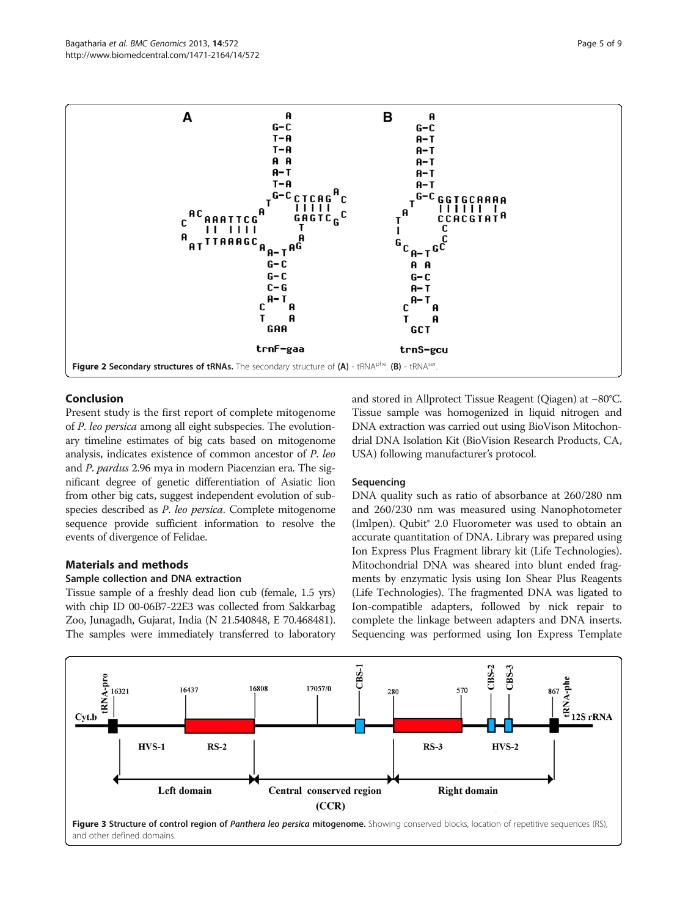**Figure 2 Secondary structures of tRNAs.** The secondary structure of **(A)** - tRNA$^{phe}$. **(B)** - tRNA$^{ser}$.

## Conclusion

Present study is the first report of complete mitogenome of *P. leo persica* among all eight subspecies. The evolutionary timeline estimates of big cats based on mitogenome analysis, indicates existence of common ancestor of *P. leo* and *P. pardus* 2.96 mya in modern Piacenzian era. The significant degree of genetic differentiation of Asiatic lion from other big cats, suggest independent evolution of subspecies described as *P. leo persica*. Complete mitogenome sequence provide sufficient information to resolve the events of divergence of Felidae.

## Materials and methods

### Sample collection and DNA extraction

Tissue sample of a freshly dead lion cub (female, 1.5 yrs) with chip ID 00-06B7-22E3 was collected from Sakkarbag Zoo, Junagadh, Gujarat, India (N 21.540848, E 70.468481). The samples were immediately transferred to laboratory and stored in Allprotect Tissue Reagent (Qiagen) at −80°C. Tissue sample was homogenized in liquid nitrogen and DNA extraction was carried out using BioVison Mitochondrial DNA Isolation Kit (BioVision Research Products, CA, USA) following manufacturer's protocol.

### Sequencing

DNA quality such as ratio of absorbance at 260/280 nm and 260/230 nm was measured using Nanophotometer (Imlpen). Qubit® 2.0 Fluorometer was used to obtain an accurate quantitation of DNA. Library was prepared using Ion Express Plus Fragment library kit (Life Technologies). Mitochondrial DNA was sheared into blunt ended fragments by enzymatic lysis using Ion Shear Plus Reagents (Life Technologies). The fragmented DNA was ligated to Ion-compatible adapters, followed by nick repair to complete the linkage between adapters and DNA inserts. Sequencing was performed using Ion Express Template

**Figure 3 Structure of control region of *Panthera leo persica* mitogenome.** Showing conserved blocks, location of repetitive sequences (RS), and other defined domains.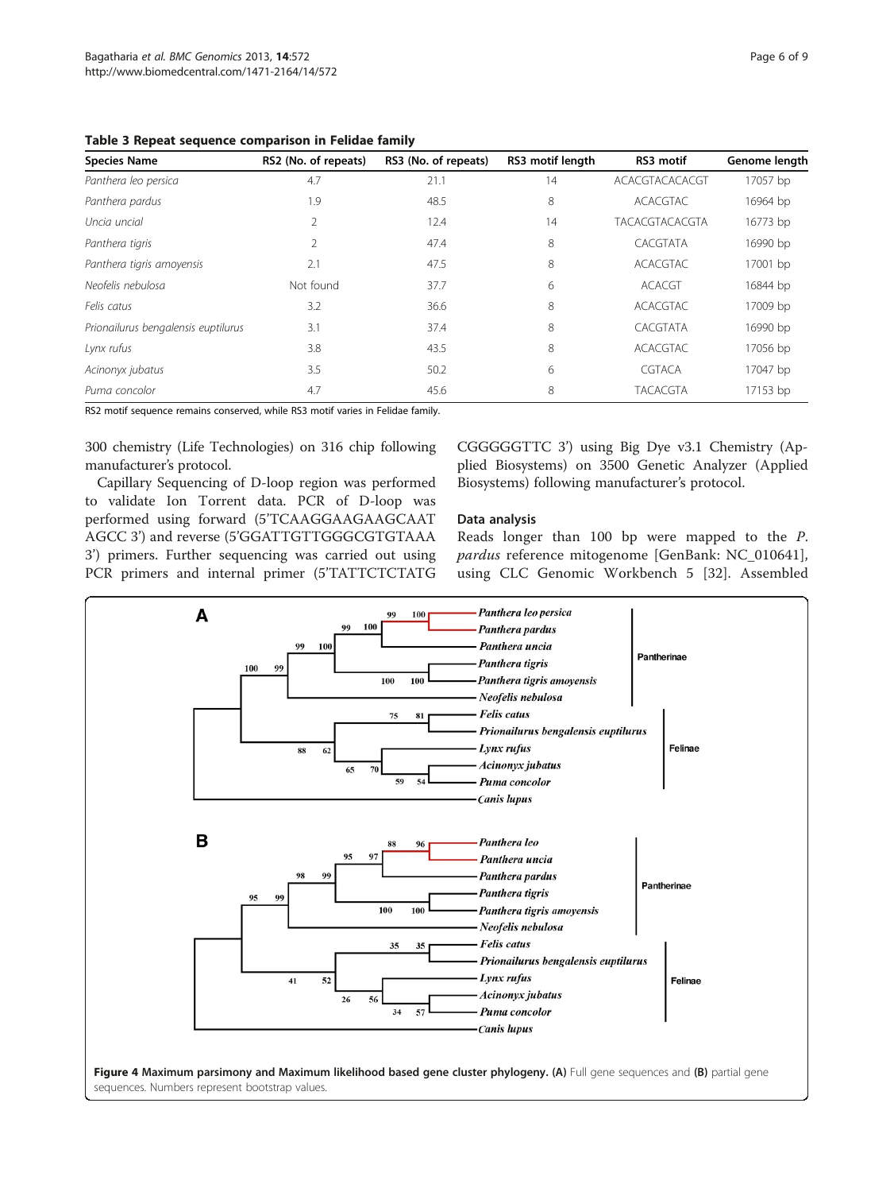**Table 3 Repeat sequence comparison in Felidae family**

| Species Name | RS2 (No. of repeats) | RS3 (No. of repeats) | RS3 motif length | RS3 motif | Genome length |
|---|---|---|---|---|---|
| *Panthera leo persica* | 4.7 | 21.1 | 14 | ACACGTACACACGT | 17057 bp |
| *Panthera pardus* | 1.9 | 48.5 | 8 | ACACGTAC | 16964 bp |
| *Uncia uncial* | 2 | 12.4 | 14 | TACACGTACACGTA | 16773 bp |
| *Panthera tigris* | 2 | 47.4 | 8 | CACGTATA | 16990 bp |
| *Panthera tigris amoyensis* | 2.1 | 47.5 | 8 | ACACGTAC | 17001 bp |
| *Neofelis nebulosa* | Not found | 37.7 | 6 | ACACGT | 16844 bp |
| *Felis catus* | 3.2 | 36.6 | 8 | ACACGTAC | 17009 bp |
| *Prionailurus bengalensis euptilurus* | 3.1 | 37.4 | 8 | CACGTATA | 16990 bp |
| *Lynx rufus* | 3.8 | 43.5 | 8 | ACACGTAC | 17056 bp |
| *Acinonyx jubatus* | 3.5 | 50.2 | 6 | CGTACA | 17047 bp |
| *Puma concolor* | 4.7 | 45.6 | 8 | TACACGTA | 17153 bp |

RS2 motif sequence remains conserved, while RS3 motif varies in Felidae family.

300 chemistry (Life Technologies) on 316 chip following manufacturer's protocol.

Capillary Sequencing of D-loop region was performed to validate Ion Torrent data. PCR of D-loop was performed using forward (5'TCAAGGAAGAAGCAATAGCC 3') and reverse (5'GGATTGTTGGGCGTGTAAA 3') primers. Further sequencing was carried out using PCR primers and internal primer (5'TATTCTCTATGCGGGGGTTC 3') using Big Dye v3.1 Chemistry (Applied Biosystems) on 3500 Genetic Analyzer (Applied Biosystems) following manufacturer's protocol.

### Data analysis

Reads longer than 100 bp were mapped to the *P. pardus* reference mitogenome [GenBank: NC_010641], using CLC Genomic Workbench 5 [32]. Assembled

**Figure 4 Maximum parsimony and Maximum likelihood based gene cluster phylogeny. (A)** Full gene sequences and **(B)** partial gene sequences. Numbers represent bootstrap values.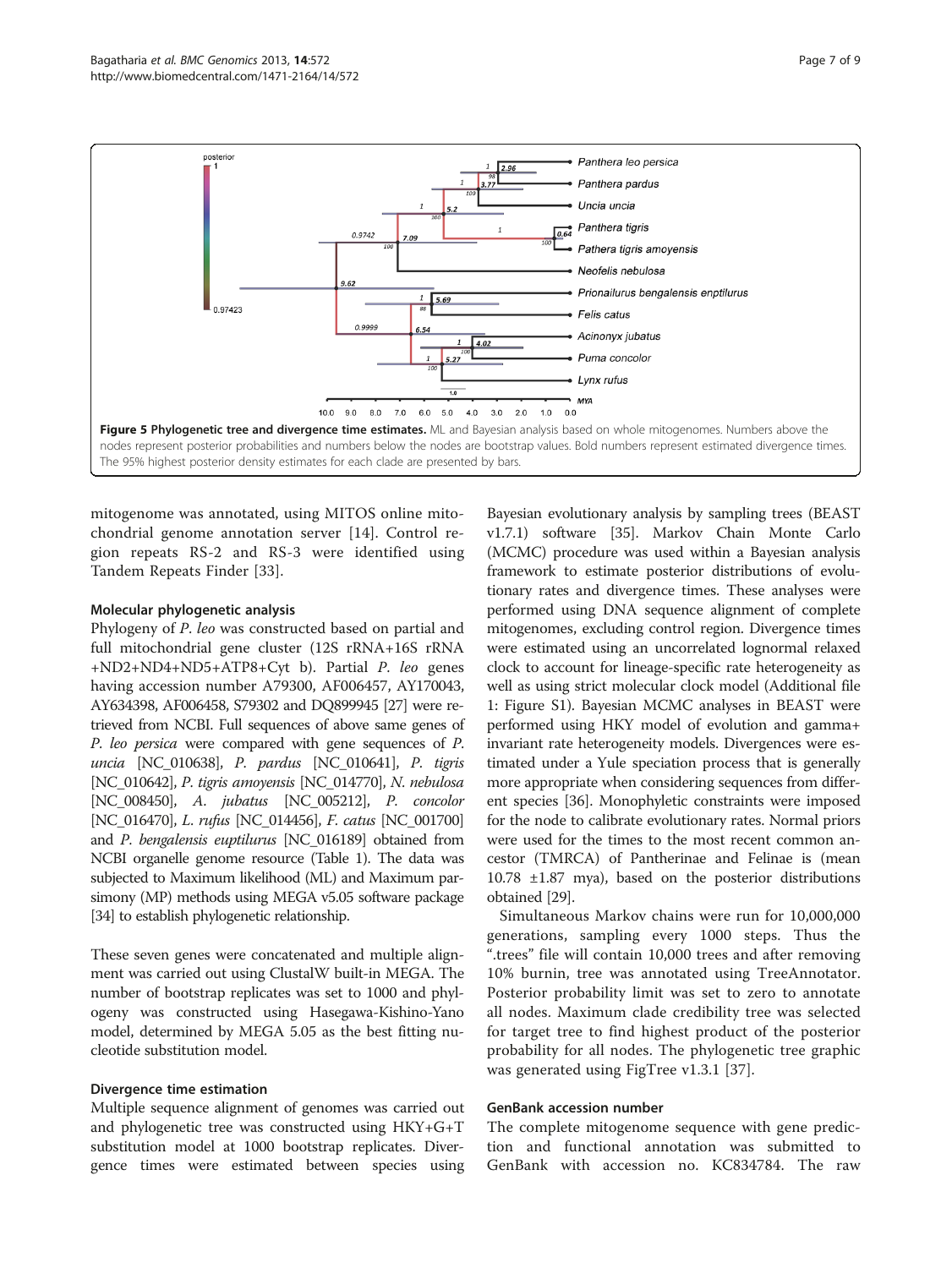**Figure 5 Phylogenetic tree and divergence time estimates.** ML and Bayesian analysis based on whole mitogenomes. Numbers above the nodes represent posterior probabilities and numbers below the nodes are bootstrap values. Bold numbers represent estimated divergence times. The 95% highest posterior density estimates for each clade are presented by bars.

mitogenome was annotated, using MITOS online mitochondrial genome annotation server [14]. Control region repeats RS-2 and RS-3 were identified using Tandem Repeats Finder [33].

### Molecular phylogenetic analysis

Phylogeny of *P. leo* was constructed based on partial and full mitochondrial gene cluster (12S rRNA+16S rRNA +ND2+ND4+ND5+ATP8+Cyt b). Partial *P. leo* genes having accession number A79300, AF006457, AY170043, AY634398, AF006458, S79302 and DQ899945 [27] were retrieved from NCBI. Full sequences of above same genes of *P. leo persica* were compared with gene sequences of *P. uncia* [NC_010638], *P. pardus* [NC_010641], *P. tigris* [NC_010642], *P. tigris amoyensis* [NC_014770], *N. nebulosa* [NC_008450], *A. jubatus* [NC_005212], *P. concolor* [NC_016470], *L. rufus* [NC_014456], *F. catus* [NC_001700] and *P. bengalensis euptilurus* [NC_016189] obtained from NCBI organelle genome resource (Table 1). The data was subjected to Maximum likelihood (ML) and Maximum parsimony (MP) methods using MEGA v5.05 software package [34] to establish phylogenetic relationship.

These seven genes were concatenated and multiple alignment was carried out using ClustalW built-in MEGA. The number of bootstrap replicates was set to 1000 and phylogeny was constructed using Hasegawa-Kishino-Yano model, determined by MEGA 5.05 as the best fitting nucleotide substitution model.

### Divergence time estimation

Multiple sequence alignment of genomes was carried out and phylogenetic tree was constructed using HKY+G+T substitution model at 1000 bootstrap replicates. Divergence times were estimated between species using Bayesian evolutionary analysis by sampling trees (BEAST v1.7.1) software [35]. Markov Chain Monte Carlo (MCMC) procedure was used within a Bayesian analysis framework to estimate posterior distributions of evolutionary rates and divergence times. These analyses were performed using DNA sequence alignment of complete mitogenomes, excluding control region. Divergence times were estimated using an uncorrelated lognormal relaxed clock to account for lineage-specific rate heterogeneity as well as using strict molecular clock model (Additional file 1: Figure S1). Bayesian MCMC analyses in BEAST were performed using HKY model of evolution and gamma+ invariant rate heterogeneity models. Divergences were estimated under a Yule speciation process that is generally more appropriate when considering sequences from different species [36]. Monophyletic constraints were imposed for the node to calibrate evolutionary rates. Normal priors were used for the times to the most recent common ancestor (TMRCA) of Pantherinae and Felinae is (mean 10.78 ±1.87 mya), based on the posterior distributions obtained [29].

Simultaneous Markov chains were run for 10,000,000 generations, sampling every 1000 steps. Thus the ".trees" file will contain 10,000 trees and after removing 10% burnin, tree was annotated using TreeAnnotator. Posterior probability limit was set to zero to annotate all nodes. Maximum clade credibility tree was selected for target tree to find highest product of the posterior probability for all nodes. The phylogenetic tree graphic was generated using FigTree v1.3.1 [37].

### GenBank accession number

The complete mitogenome sequence with gene prediction and functional annotation was submitted to GenBank with accession no. KC834784. The raw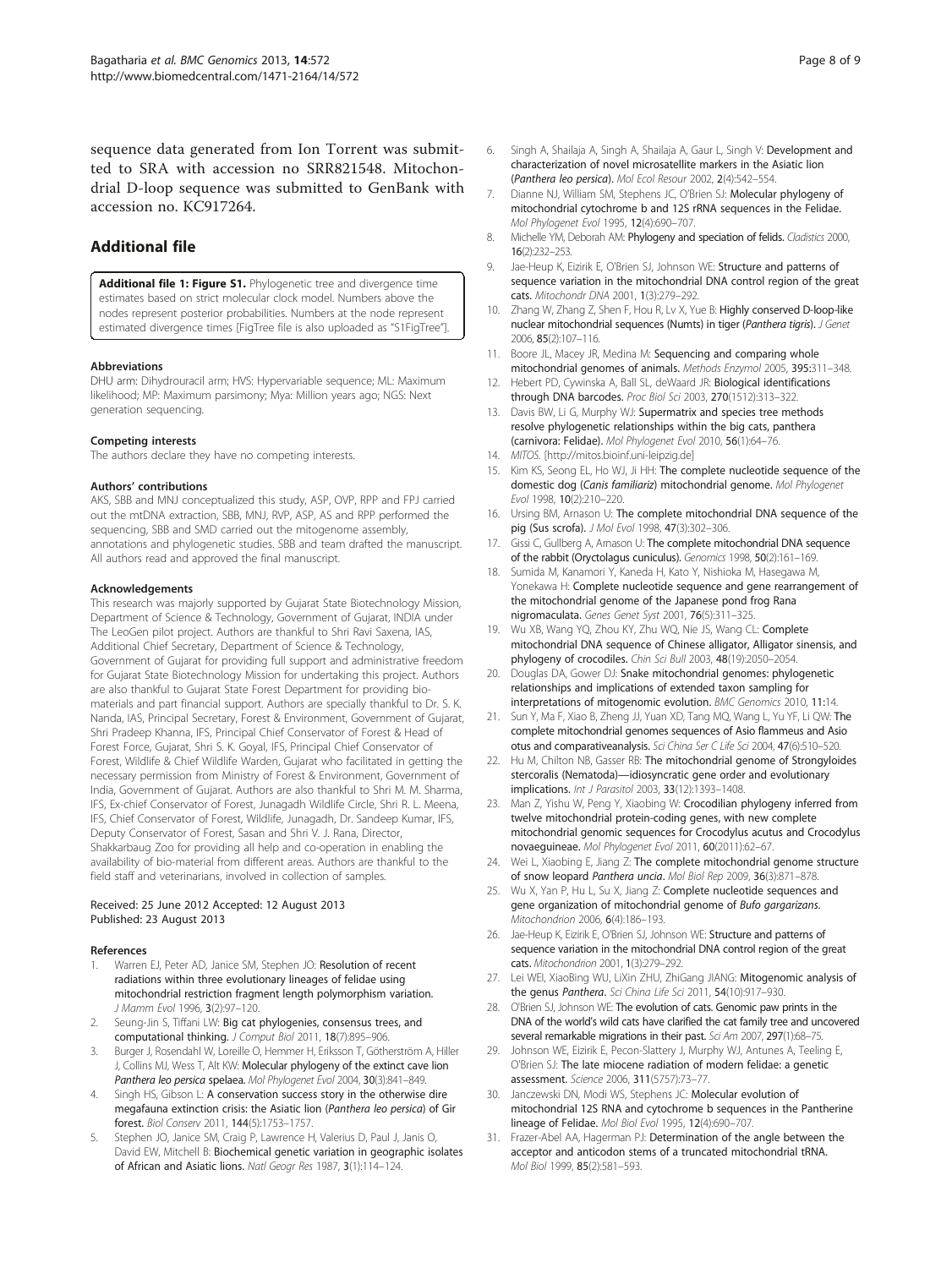sequence data generated from Ion Torrent was submitted to SRA with accession no SRR821548. Mitochondrial D-loop sequence was submitted to GenBank with accession no. KC917264.

## Additional file

**Additional file 1: Figure S1.** Phylogenetic tree and divergence time estimates based on strict molecular clock model. Numbers above the nodes represent posterior probabilities. Numbers at the node represent estimated divergence times [FigTree file is also uploaded as "S1FigTree"].

#### Abbreviations

DHU arm: Dihydrouracil arm; HVS: Hypervariable sequence; ML: Maximum likelihood; MP: Maximum parsimony; Mya: Million years ago; NGS: Next generation sequencing.

#### Competing interests

The authors declare they have no competing interests.

#### Authors' contributions

AKS, SBB and MNJ conceptualized this study, ASP, OVP, RPP and FPJ carried out the mtDNA extraction, SBB, MNJ, RVP, ASP, AS and RPP performed the sequencing, SBB and SMD carried out the mitogenome assembly, annotations and phylogenetic studies. SBB and team drafted the manuscript. All authors read and approved the final manuscript.

#### Acknowledgements

This research was majorly supported by Gujarat State Biotechnology Mission, Department of Science & Technology, Government of Gujarat, INDIA under The LeoGen pilot project. Authors are thankful to Shri Ravi Saxena, IAS, Additional Chief Secretary, Department of Science & Technology, Government of Gujarat for providing full support and administrative freedom for Gujarat State Biotechnology Mission for undertaking this project. Authors are also thankful to Gujarat State Forest Department for providing biomaterials and part financial support. Authors are specially thankful to Dr. S. K. Nanda, IAS, Principal Secretary, Forest & Environment, Government of Gujarat, Shri Pradeep Khanna, IFS, Principal Chief Conservator of Forest & Head of Forest Force, Gujarat, Shri S. K. Goyal, IFS, Principal Chief Conservator of Forest, Wildlife & Chief Wildlife Warden, Gujarat who facilitated in getting the necessary permission from Ministry of Forest & Environment, Government of India, Government of Gujarat. Authors are also thankful to Shri M. M. Sharma, IFS, Ex-chief Conservator of Forest, Junagadh Wildlife Circle, Shri R. L. Meena, IFS, Chief Conservator of Forest, Wildlife, Junagadh, Dr. Sandeep Kumar, IFS, Deputy Conservator of Forest, Sasan and Shri V. J. Rana, Director, Shakkarbaug Zoo for providing all help and co-operation in enabling the availability of bio-material from different areas. Authors are thankful to the field staff and veterinarians, involved in collection of samples.

Received: 25 June 2012 Accepted: 12 August 2013
Published: 23 August 2013

#### References

1. Warren EJ, Peter AD, Janice SM, Stephen JO: **Resolution of recent radiations within three evolutionary lineages of felidae using mitochondrial restriction fragment length polymorphism variation.** *J Mamm Evol* 1996, **3**(2):97–120.
2. Seung-Jin S, Tiffani LW: **Big cat phylogenies, consensus trees, and computational thinking.** *J Comput Biol* 2011, **18**(7):895–906.
3. Burger J, Rosendahl W, Loreille O, Hemmer H, Eriksson T, Götherström A, Hiller J, Collins MJ, Wess T, Alt KW: **Molecular phylogeny of the extinct cave lion *Panthera leo persica* spelaea.** *Mol Phylogenet Evol* 2004, **30**(3):841–849.
4. Singh HS, Gibson L: **A conservation success story in the otherwise dire megafauna extinction crisis: the Asiatic lion (*Panthera leo persica*) of Gir forest.** *Biol Conserv* 2011, **144**(5):1753–1757.
5. Stephen JO, Janice SM, Craig P, Lawrence H, Valerius D, Paul J, Janis O, David EW, Mitchell B: **Biochemical genetic variation in geographic isolates of African and Asiatic lions.** *Natl Geogr Res* 1987, **3**(1):114–124.
6. Singh A, Shailaja A, Singh A, Shailaja A, Gaur L, Singh V: **Development and characterization of novel microsatellite markers in the Asiatic lion (*Panthera leo persica*).** *Mol Ecol Resour* 2002, **2**(4):542–554.
7. Dianne NJ, William SM, Stephens JC, O'Brien SJ: **Molecular phylogeny of mitochondrial cytochrome b and 12S rRNA sequences in the Felidae.** *Mol Phylogenet Evol* 1995, **12**(4):690–707.
8. Michelle YM, Deborah AM: **Phylogeny and speciation of felids.** *Cladistics* 2000, **16**(2):232–253.
9. Jae-Heup K, Eizirik E, O'Brien SJ, Johnson WE: **Structure and patterns of sequence variation in the mitochondrial DNA control region of the great cats.** *Mitochondr DNA* 2001, **1**(3):279–292.
10. Zhang W, Zhang Z, Shen F, Hou R, Lv X, Yue B: **Highly conserved D-loop-like nuclear mitochondrial sequences (Numts) in tiger (*Panthera tigris*).** *J Genet* 2006, **85**(2):107–116.
11. Boore JL, Macey JR, Medina M: **Sequencing and comparing whole mitochondrial genomes of animals.** *Methods Enzymol* 2005, **395**:311–348.
12. Hebert PD, Cywinska A, Ball SL, deWaard JR: **Biological identifications through DNA barcodes.** *Proc Biol Sci* 2003, **270**(1512):313–322.
13. Davis BW, Li G, Murphy WJ: **Supermatrix and species tree methods resolve phylogenetic relationships within the big cats, panthera (carnivora: Felidae).** *Mol Phylogenet Evol* 2010, **56**(1):64–76.
14. *MITOS*. [http://mitos.bioinf.uni-leipzig.de]
15. Kim KS, Seong EL, Ho WJ, Ji HH: **The complete nucleotide sequence of the domestic dog (*Canis familiariz*) mitochondrial genome.** *Mol Phylogenet Evol* 1998, **10**(2):210–220.
16. Ursing BM, Arnason U: **The complete mitochondrial DNA sequence of the pig (Sus scrofa).** *J Mol Evol* 1998, **47**(3):302–306.
17. Gissi C, Gullberg A, Arnason U: **The complete mitochondrial DNA sequence of the rabbit (Oryctolagus cuniculus).** *Genomics* 1998, **50**(2):161–169.
18. Sumida M, Kanamori Y, Kaneda H, Kato Y, Nishioka M, Hasegawa M, Yonekawa H: **Complete nucleotide sequence and gene rearrangement of the mitochondrial genome of the Japanese pond frog Rana nigromaculata.** *Genes Genet Syst* 2001, **76**(5):311–325.
19. Wu XB, Wang YQ, Zhou KY, Zhu WQ, Nie JS, Wang CL: **Complete mitochondrial DNA sequence of Chinese alligator, Alligator sinensis, and phylogeny of crocodiles.** *Chin Sci Bull* 2003, **48**(19):2050–2054.
20. Douglas DA, Gower DJ: **Snake mitochondrial genomes: phylogenetic relationships and implications of extended taxon sampling for interpretations of mitogenomic evolution.** *BMC Genomics* 2010, **11**:14.
21. Sun Y, Ma F, Xiao B, Zheng JJ, Yuan XD, Tang MQ, Wang L, Yu YF, Li QW: **The complete mitochondrial genomes sequences of Asio flammeus and Asio otus and comparativeanalysis.** *Sci China Ser C Life Sci* 2004, **47**(6):510–520.
22. Hu M, Chilton NB, Gasser RB: **The mitochondrial genome of Strongyloides stercoralis (Nematoda)—idiosyncratic gene order and evolutionary implications.** *Int J Parasitol* 2003, **33**(12):1393–1408.
23. Man Z, Yishu W, Peng Y, Xiaobing W: **Crocodilian phylogeny inferred from twelve mitochondrial protein-coding genes, with new complete mitochondrial genomic sequences for Crocodylus acutus and Crocodylus novaeguineae.** *Mol Phylogenet Evol* 2011, **60**(2011):62–67.
24. Wei L, Xiaobing E, Jiang Z: **The complete mitochondrial genome structure of snow leopard *Panthera uncia*.** *Mol Biol Rep* 2009, **36**(3):871–878.
25. Wu X, Yan P, Hu L, Su X, Jiang Z: **Complete nucleotide sequences and gene organization of mitochondrial genome of *Bufo gargarizans*.** *Mitochondrion* 2006, **6**(4):186–193.
26. Jae-Heup K, Eizirik E, O'Brien SJ, Johnson WE: **Structure and patterns of sequence variation in the mitochondrial DNA control region of the great cats.** *Mitochondrion* 2001, **1**(3):279–292.
27. Lei WEI, XiaoBing WU, LiXin ZHU, ZhiGang JIANG: **Mitogenomic analysis of the genus *Panthera*.** *Sci China Life Sci* 2011, **54**(10):917–930.
28. O'Brien SJ, Johnson WE: **The evolution of cats. Genomic paw prints in the DNA of the world's wild cats have clarified the cat family tree and uncovered several remarkable migrations in their past.** *Sci Am* 2007, **297**(1):68–75.
29. Johnson WE, Eizirik E, Pecon-Slattery J, Murphy WJ, Antunes A, Teeling E, O'Brien SJ: **The late miocene radiation of modern felidae: a genetic assessment.** *Science* 2006, **311**(5757):73–77.
30. Janczewski DN, Modi WS, Stephens JC: **Molecular evolution of mitochondrial 12S RNA and cytochrome b sequences in the Pantherine lineage of Felidae.** *Mol Biol Evol* 1995, **12**(4):690–707.
31. Frazer-Abel AA, Hagerman PJ: **Determination of the angle between the acceptor and anticodon stems of a truncated mitochondrial tRNA.** *Mol Biol* 1999, **85**(2):581–593.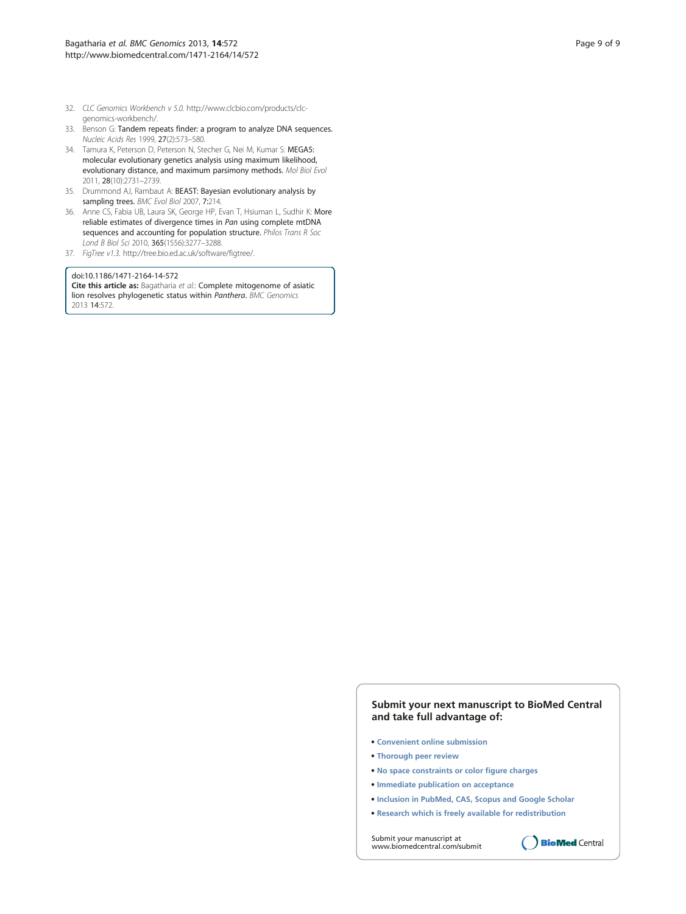32. *CLC Genomics Workbench v 5.0.* http://www.clcbio.com/products/clc-genomics-workbench/.
33. Benson G: **Tandem repeats finder: a program to analyze DNA sequences.** *Nucleic Acids Res* 1999, **27**(2):573–580.
34. Tamura K, Peterson D, Peterson N, Stecher G, Nei M, Kumar S: **MEGA5: molecular evolutionary genetics analysis using maximum likelihood, evolutionary distance, and maximum parsimony methods.** *Mol Biol Evol* 2011, **28**(10):2731–2739.
35. Drummond AJ, Rambaut A: **BEAST: Bayesian evolutionary analysis by sampling trees.** *BMC Evol Biol* 2007, **7:**214.
36. Anne CS, Fabia UB, Laura SK, George HP, Evan T, Hsiuman L, Sudhir K: **More reliable estimates of divergence times in *Pan* using complete mtDNA sequences and accounting for population structure.** *Philos Trans R Soc Lond B Biol Sci* 2010, **365**(1556):3277–3288.
37. *FigTree v1.3.* http://tree.bio.ed.ac.uk/software/figtree/.

doi:10.1186/1471-2164-14-572
**Cite this article as:** Bagatharia *et al.*: Complete mitogenome of asiatic lion resolves phylogenetic status within *Panthera*. *BMC Genomics* 2013 **14**:572.

**Submit your next manuscript to BioMed Central and take full advantage of:**

- **Convenient online submission**
- **Thorough peer review**
- **No space constraints or color figure charges**
- **Immediate publication on acceptance**
- **Inclusion in PubMed, CAS, Scopus and Google Scholar**
- **Research which is freely available for redistribution**

Submit your manuscript at
www.biomedcentral.com/submit

BioMed Central